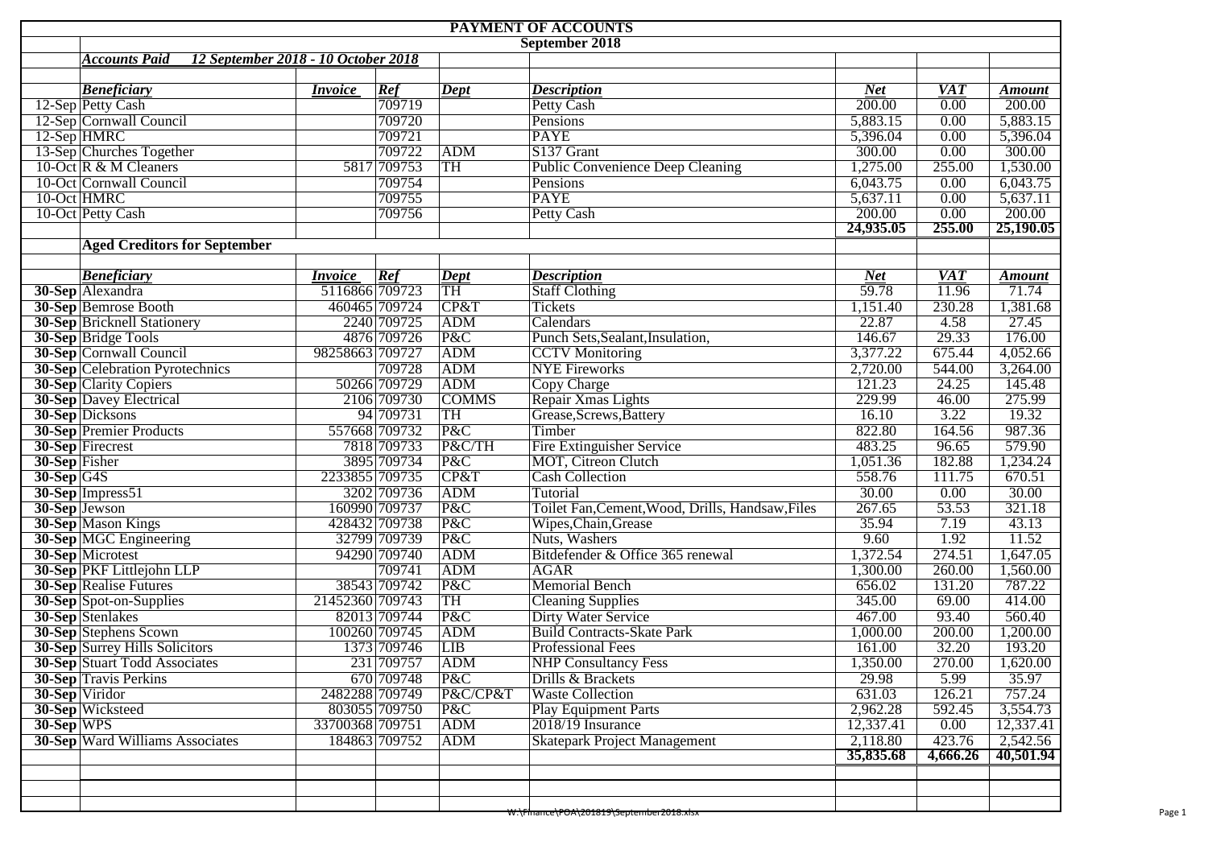# PAYMENT OF ACCOUNTS

## September 2018

***Accounts Paid 12 September 2018 - 10 October 2018***

| | *Beneficiary* | *Invoice* | *Ref* | *Dept* | *Description* | *Net* | *VAT* | *Amount* |
|---|---|---|---|---|---|---|---|---|
| 12-Sep | Petty Cash | | 709719 | | Petty Cash | 200.00 | 0.00 | 200.00 |
| 12-Sep | Cornwall Council | | 709720 | | Pensions | 5,883.15 | 0.00 | 5,883.15 |
| 12-Sep | HMRC | | 709721 | | PAYE | 5,396.04 | 0.00 | 5,396.04 |
| 13-Sep | Churches Together | | 709722 | ADM | S137 Grant | 300.00 | 0.00 | 300.00 |
| 10-Oct | R & M Cleaners | 5817 | 709753 | TH | Public Convenience Deep Cleaning | 1,275.00 | 255.00 | 1,530.00 |
| 10-Oct | Cornwall Council | | 709754 | | Pensions | 6,043.75 | 0.00 | 6,043.75 |
| 10-Oct | HMRC | | 709755 | | PAYE | 5,637.11 | 0.00 | 5,637.11 |
| 10-Oct | Petty Cash | | 709756 | | Petty Cash | 200.00 | 0.00 | 200.00 |
| | | | | | | **24,935.05** | **255.00** | **25,190.05** |

**Aged Creditors for September**

| | *Beneficiary* | *Invoice* | *Ref* | *Dept* | *Description* | *Net* | *VAT* | *Amount* |
|---|---|---|---|---|---|---|---|---|
| **30-Sep** | Alexandra | 5116866 | 709723 | TH | Staff Clothing | 59.78 | 11.96 | 71.74 |
| **30-Sep** | Bemrose Booth | 460465 | 709724 | CP&T | Tickets | 1,151.40 | 230.28 | 1,381.68 |
| **30-Sep** | Bricknell Stationery | 2240 | 709725 | ADM | Calendars | 22.87 | 4.58 | 27.45 |
| **30-Sep** | Bridge Tools | 4876 | 709726 | P&C | Punch Sets,Sealant,Insulation, | 146.67 | 29.33 | 176.00 |
| **30-Sep** | Cornwall Council | 98258663 | 709727 | ADM | CCTV Monitoring | 3,377.22 | 675.44 | 4,052.66 |
| **30-Sep** | Celebration Pyrotechnics | | 709728 | ADM | NYE Fireworks | 2,720.00 | 544.00 | 3,264.00 |
| **30-Sep** | Clarity Copiers | 50266 | 709729 | ADM | Copy Charge | 121.23 | 24.25 | 145.48 |
| **30-Sep** | Davey Electrical | 2106 | 709730 | COMMS | Repair Xmas Lights | 229.99 | 46.00 | 275.99 |
| **30-Sep** | Dicksons | 94 | 709731 | TH | Grease,Screws,Battery | 16.10 | 3.22 | 19.32 |
| **30-Sep** | Premier Products | 557668 | 709732 | P&C | Timber | 822.80 | 164.56 | 987.36 |
| **30-Sep** | Firecrest | 7818 | 709733 | P&C/TH | Fire Extinguisher Service | 483.25 | 96.65 | 579.90 |
| **30-Sep** | Fisher | 3895 | 709734 | P&C | MOT, Citreon Clutch | 1,051.36 | 182.88 | 1,234.24 |
| **30-Sep** | G4S | 2233855 | 709735 | CP&T | Cash Collection | 558.76 | 111.75 | 670.51 |
| **30-Sep** | Impress51 | 3202 | 709736 | ADM | Tutorial | 30.00 | 0.00 | 30.00 |
| **30-Sep** | Jewson | 160990 | 709737 | P&C | Toilet Fan,Cement,Wood, Drills, Handsaw,Files | 267.65 | 53.53 | 321.18 |
| **30-Sep** | Mason Kings | 428432 | 709738 | P&C | Wipes,Chain,Grease | 35.94 | 7.19 | 43.13 |
| **30-Sep** | MGC Engineering | 32799 | 709739 | P&C | Nuts, Washers | 9.60 | 1.92 | 11.52 |
| **30-Sep** | Microtest | 94290 | 709740 | ADM | Bitdefender & Office 365 renewal | 1,372.54 | 274.51 | 1,647.05 |
| **30-Sep** | PKF Littlejohn LLP | | 709741 | ADM | AGAR | 1,300.00 | 260.00 | 1,560.00 |
| **30-Sep** | Realise Futures | 38543 | 709742 | P&C | Memorial Bench | 656.02 | 131.20 | 787.22 |
| **30-Sep** | Spot-on-Supplies | 21452360 | 709743 | TH | Cleaning Supplies | 345.00 | 69.00 | 414.00 |
| **30-Sep** | Stenlakes | 82013 | 709744 | P&C | Dirty Water Service | 467.00 | 93.40 | 560.40 |
| **30-Sep** | Stephens Scown | 100260 | 709745 | ADM | Build Contracts-Skate Park | 1,000.00 | 200.00 | 1,200.00 |
| **30-Sep** | Surrey Hills Solicitors | 1373 | 709746 | LIB | Professional Fees | 161.00 | 32.20 | 193.20 |
| **30-Sep** | Stuart Todd Associates | 231 | 709757 | ADM | NHP Consultancy Fess | 1,350.00 | 270.00 | 1,620.00 |
| **30-Sep** | Travis Perkins | 670 | 709748 | P&C | Drills & Brackets | 29.98 | 5.99 | 35.97 |
| **30-Sep** | Viridor | 2482288 | 709749 | P&C/CP&T | Waste Collection | 631.03 | 126.21 | 757.24 |
| **30-Sep** | Wicksteed | 803055 | 709750 | P&C | Play Equipment Parts | 2,962.28 | 592.45 | 3,554.73 |
| **30-Sep** | WPS | 33700368 | 709751 | ADM | 2018/19 Insurance | 12,337.41 | 0.00 | 12,337.41 |
| **30-Sep** | Ward Williams Associates | 184863 | 709752 | ADM | Skatepark Project Management | 2,118.80 | 423.76 | 2,542.56 |
| | | | | | | **35,835.68** | **4,666.26** | **40,501.94** |

W:\Finance\POA\201819\September2018.xlsx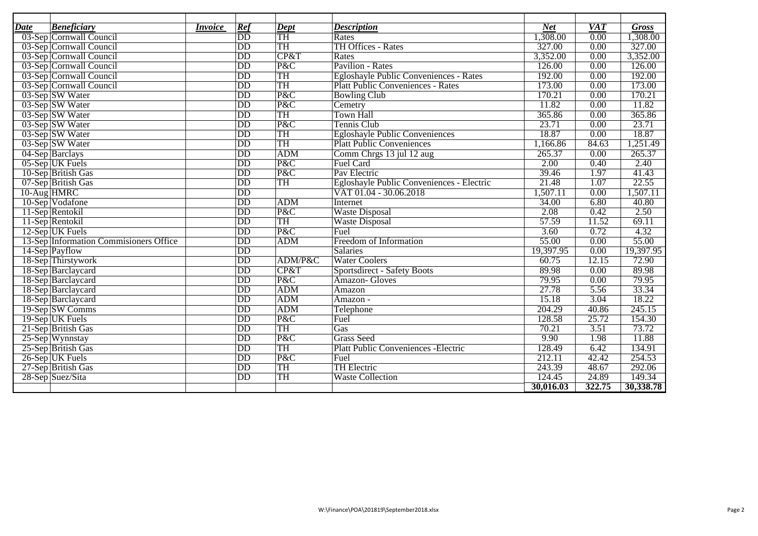| Date | Beneficiary | Invoice | Ref | Dept | Description | Net | VAT | Gross |
|---|---|---|---|---|---|---|---|---|
| 03-Sep | Cornwall Council | | DD | TH | Rates | 1,308.00 | 0.00 | 1,308.00 |
| 03-Sep | Cornwall Council | | DD | TH | TH Offices - Rates | 327.00 | 0.00 | 327.00 |
| 03-Sep | Cornwall Council | | DD | CP&T | Rates | 3,352.00 | 0.00 | 3,352.00 |
| 03-Sep | Cornwall Council | | DD | P&C | Pavilion - Rates | 126.00 | 0.00 | 126.00 |
| 03-Sep | Cornwall Council | | DD | TH | Egloshayle Public Conveniences - Rates | 192.00 | 0.00 | 192.00 |
| 03-Sep | Cornwall Council | | DD | TH | Platt Public Conveniences - Rates | 173.00 | 0.00 | 173.00 |
| 03-Sep | SW Water | | DD | P&C | Bowling Club | 170.21 | 0.00 | 170.21 |
| 03-Sep | SW Water | | DD | P&C | Cemetry | 11.82 | 0.00 | 11.82 |
| 03-Sep | SW Water | | DD | TH | Town Hall | 365.86 | 0.00 | 365.86 |
| 03-Sep | SW Water | | DD | P&C | Tennis Club | 23.71 | 0.00 | 23.71 |
| 03-Sep | SW Water | | DD | TH | Egloshayle Public Conveniences | 18.87 | 0.00 | 18.87 |
| 03-Sep | SW Water | | DD | TH | Platt Public Conveniences | 1,166.86 | 84.63 | 1,251.49 |
| 04-Sep | Barclays | | DD | ADM | Comm Chrgs 13 jul 12 aug | 265.37 | 0.00 | 265.37 |
| 05-Sep | UK Fuels | | DD | P&C | Fuel Card | 2.00 | 0.40 | 2.40 |
| 10-Sep | British Gas | | DD | P&C | Pav Electric | 39.46 | 1.97 | 41.43 |
| 07-Sep | British Gas | | DD | TH | Egloshayle Public Conveniences - Electric | 21.48 | 1.07 | 22.55 |
| 10-Aug | HMRC | | DD | | VAT 01.04 - 30.06.2018 | 1,507.11 | 0.00 | 1,507.11 |
| 10-Sep | Vodafone | | DD | ADM | Internet | 34.00 | 6.80 | 40.80 |
| 11-Sep | Rentokil | | DD | P&C | Waste Disposal | 2.08 | 0.42 | 2.50 |
| 11-Sep | Rentokil | | DD | TH | Waste Disposal | 57.59 | 11.52 | 69.11 |
| 12-Sep | UK Fuels | | DD | P&C | Fuel | 3.60 | 0.72 | 4.32 |
| 13-Sep | Information Commisioners Office | | DD | ADM | Freedom of Information | 55.00 | 0.00 | 55.00 |
| 14-Sep | Payflow | | DD | | Salaries | 19,397.95 | 0.00 | 19,397.95 |
| 18-Sep | Thirstywork | | DD | ADM/P&C | Water Coolers | 60.75 | 12.15 | 72.90 |
| 18-Sep | Barclaycard | | DD | CP&T | Sportsdirect - Safety Boots | 89.98 | 0.00 | 89.98 |
| 18-Sep | Barclaycard | | DD | P&C | Amazon- Gloves | 79.95 | 0.00 | 79.95 |
| 18-Sep | Barclaycard | | DD | ADM | Amazon | 27.78 | 5.56 | 33.34 |
| 18-Sep | Barclaycard | | DD | ADM | Amazon - | 15.18 | 3.04 | 18.22 |
| 19-Sep | SW Comms | | DD | ADM | Telephone | 204.29 | 40.86 | 245.15 |
| 19-Sep | UK Fuels | | DD | P&C | Fuel | 128.58 | 25.72 | 154.30 |
| 21-Sep | British Gas | | DD | TH | Gas | 70.21 | 3.51 | 73.72 |
| 25-Sep | Wynnstay | | DD | P&C | Grass Seed | 9.90 | 1.98 | 11.88 |
| 25-Sep | British Gas | | DD | TH | Platt Public Conveniences -Electric | 128.49 | 6.42 | 134.91 |
| 26-Sep | UK Fuels | | DD | P&C | Fuel | 212.11 | 42.42 | 254.53 |
| 27-Sep | British Gas | | DD | TH | TH Electric | 243.39 | 48.67 | 292.06 |
| 28-Sep | Suez/Sita | | DD | TH | Waste Collection | 124.45 | 24.89 | 149.34 |
| | | | | | | **30,016.03** | **322.75** | **30,338.78** |

W:\Finance\POA\201819\September2018.xlsx